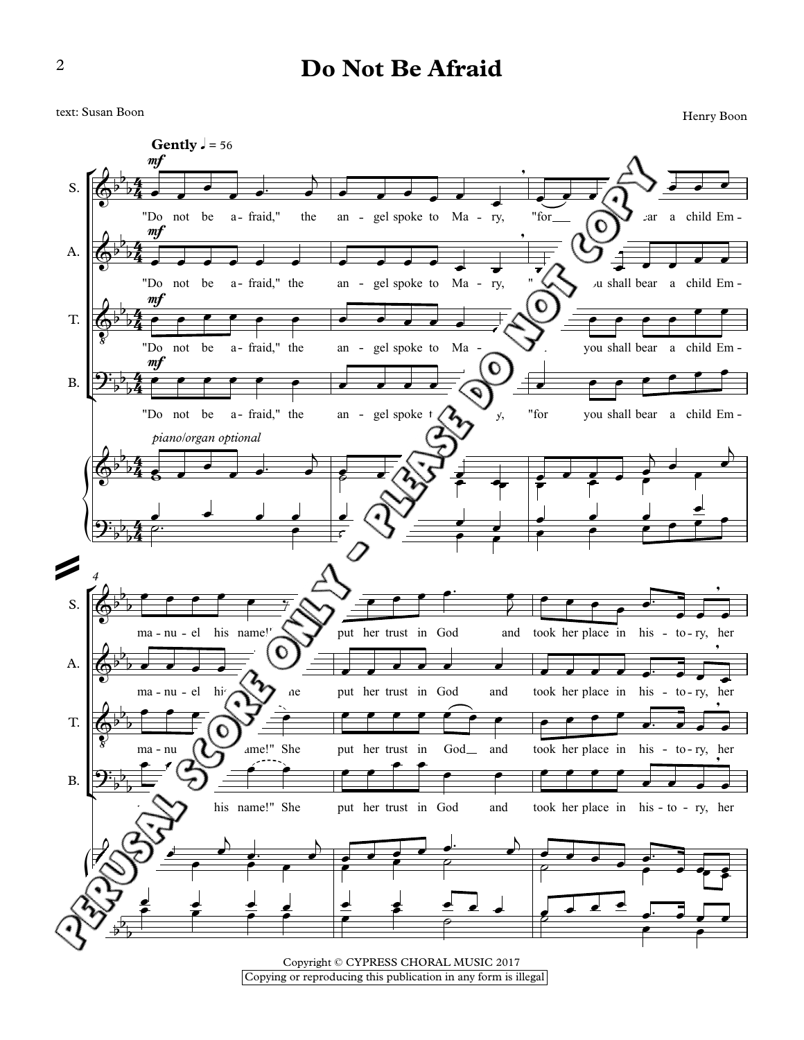# Do Not Be Afraid

text: Susan Boon

Henry Boon

**Gently** ♩ = 56

"Do not be afraid," the angel spoke to Mary, "for you shall bear a child Emmanuel his name!" She put her trust in God and took her place in history, her

*piano/organ optional*

PERUSAL SCORE ONLY - PLEASE DO NOT COPY

Copyright © CYPRESS CHORAL MUSIC 2017

Copying or reproducing this publication in any form is illegal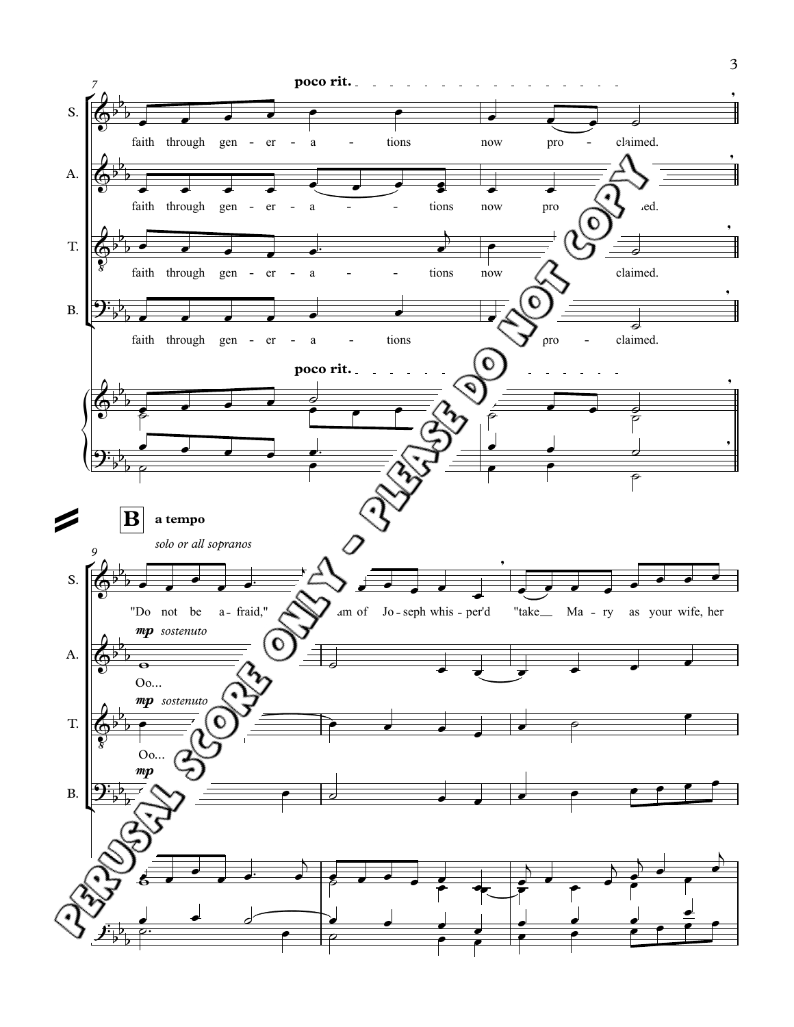poco rit.

S. faith through gen - er - a - tions now pro - claimed.

A. faith through gen - er - a - tions now pro - claimed.

T. faith through gen - er - a - tions now claimed.

B. faith through gen - er - a - tions pro - claimed.

poco rit.

**B** a tempo

*solo or all sopranos*

S. "Do not be a - fraid," ...am of Jo - seph whis - per'd "take Ma - ry as your wife, her

A. *mp sostenuto* Oo...

T. *mp sostenuto* Oo...

B. *mp*

PERUSAL SCORE ONLY - PLEASE DO NOT COPY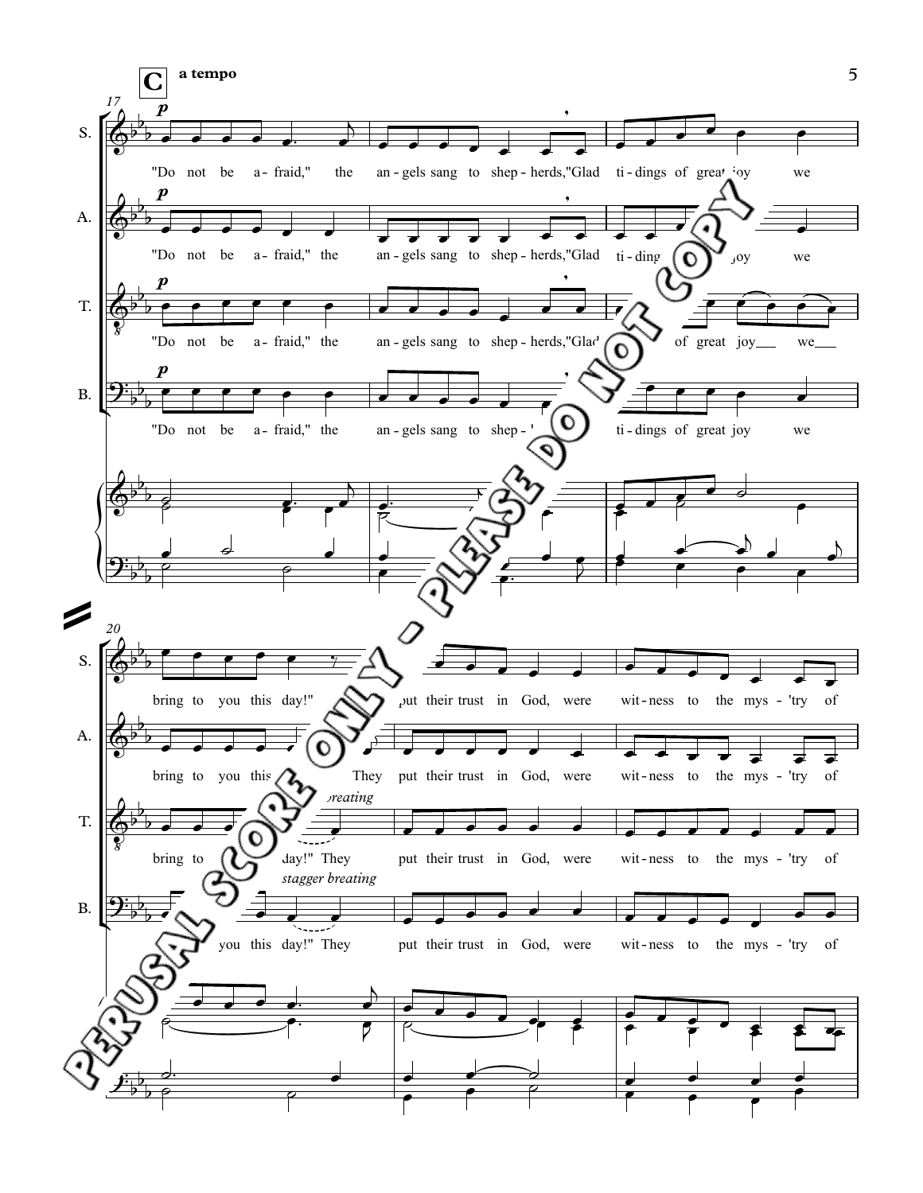**C** **a tempo**

17

*p*

S. "Do not be a - fraid," the an - gels sang to shep - herds,"Glad ti - dings of great joy we

A. "Do not be a - fraid," the an - gels sang to shep - herds,"Glad ti - dings of great joy we

T. "Do not be a - fraid," the an - gels sang to shep - herds,"Glad ti - dings of great joy we

B. "Do not be a - fraid," the an - gels sang to shep - herds,"Glad ti - dings of great joy we

20

S. bring to you this day!" They put their trust in God, were wit - ness to the mys - 'try of

A. bring to you this day!" They put their trust in God, were wit - ness to the mys - 'try of

T. bring to you this day!" They put their trust in God, were wit - ness to the mys - 'try of

*stagger breating*

B. bring to you this day!" They put their trust in God, were wit - ness to the mys - 'try of

*stagger breating*

PERUSAL SCORE ONLY - PLEASE DO NOT COPY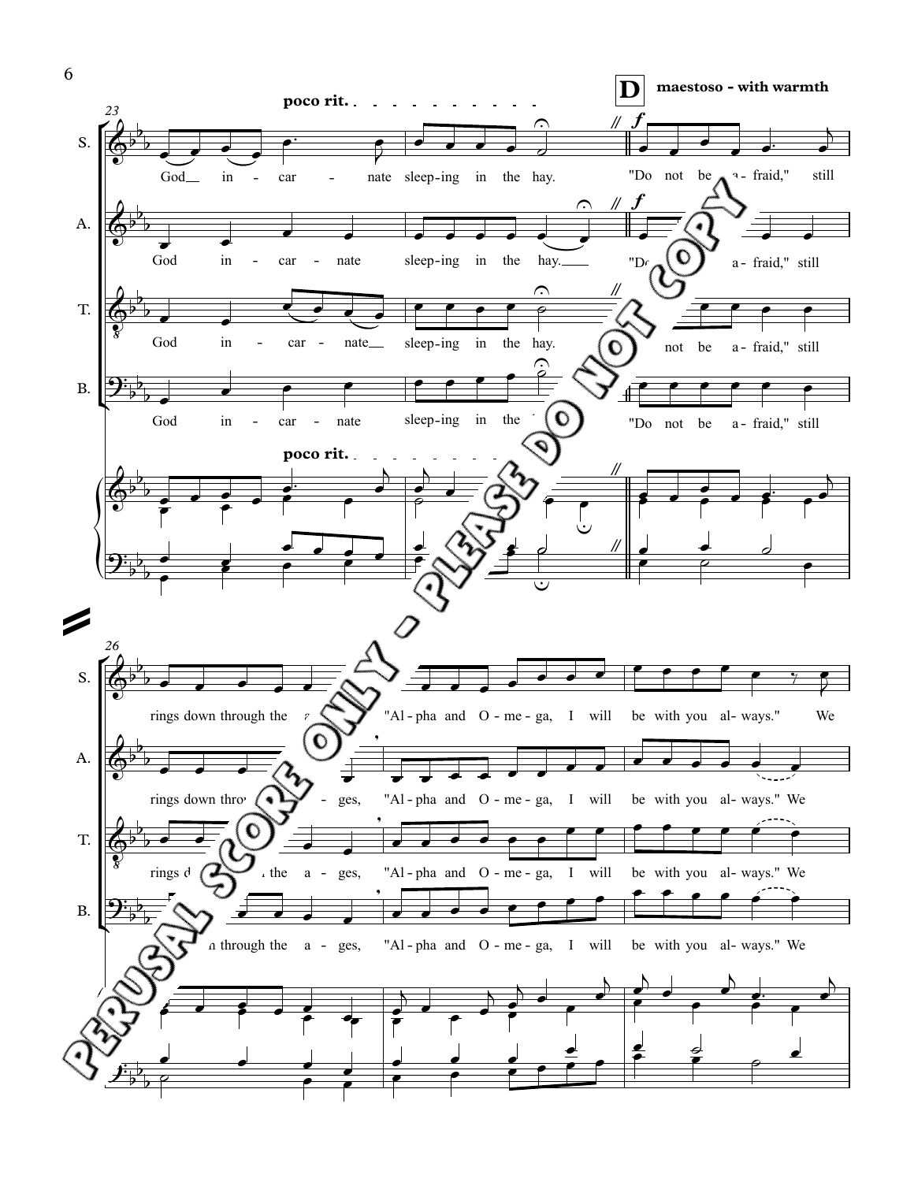**poco rit.**

**D** **maestoso - with warmth**

**S.** God in - car - nate sleep-ing in the hay. "Do not be a - fraid," still rings down through the a - ges, "Al - pha and O - me - ga, I will be with you al - ways." We

**A.** God in - car - nate sleep-ing in the hay. "Do not be a - fraid," still rings down through the a - ges, "Al - pha and O - me - ga, I will be with you al - ways." We

**T.** God in - car - nate sleep-ing in the hay. "Do not be a - fraid," still rings down through the a - ges, "Al - pha and O - me - ga, I will be with you al - ways." We

**B.** God in - car - nate sleep-ing in the hay. "Do not be a - fraid," still rings down through the a - ges, "Al - pha and O - me - ga, I will be with you al - ways." We

PERUSAL SCORE ONLY - PLEASE DO NOT COPY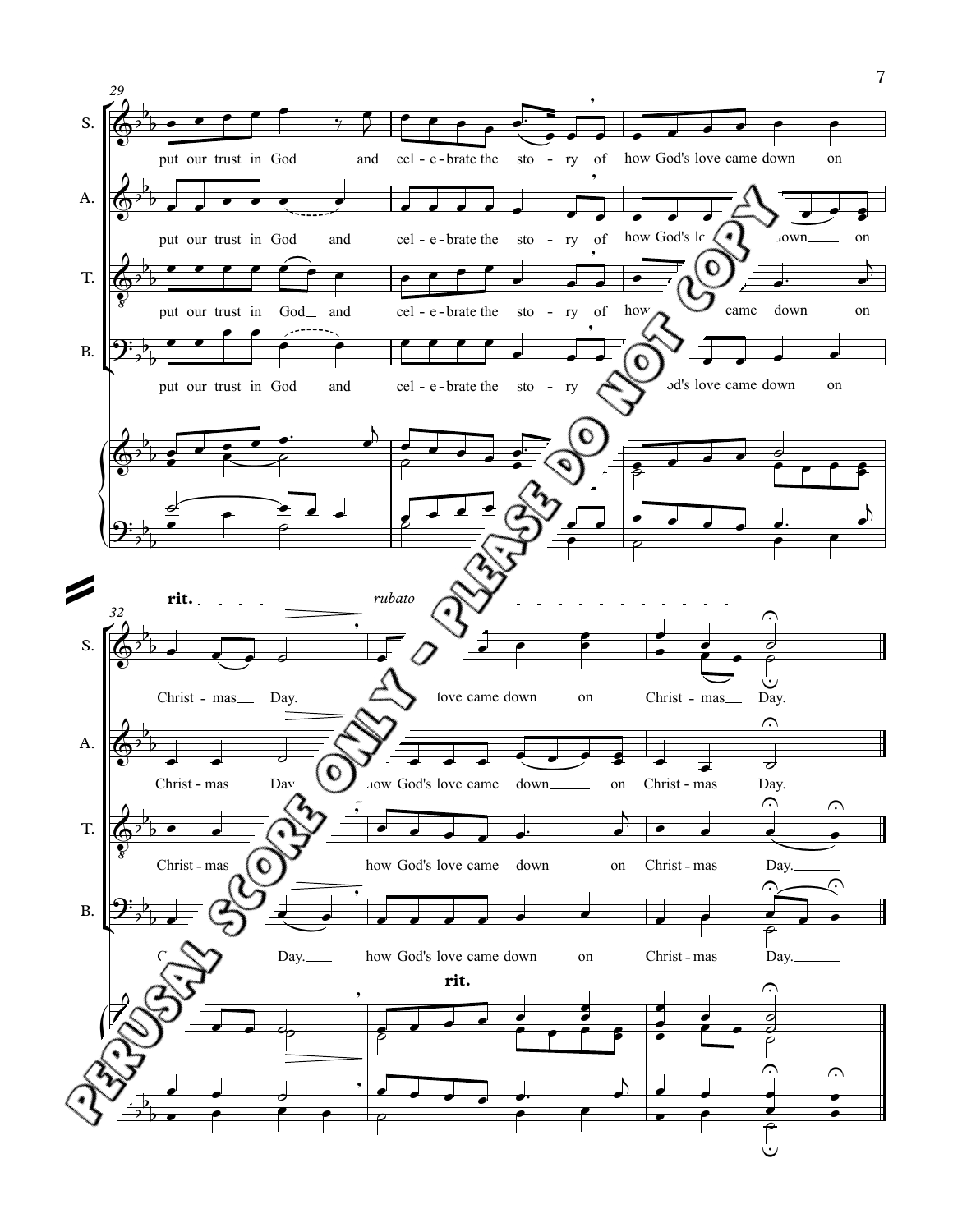S.

put our trust in God and cel - e - brate the sto - ry of how God's love came down on

A.

put our trust in God and cel - e - brate the sto - ry of how God's love came down on

T.

put our trust in God and cel - e - brate the sto - ry of how God's love came down on

B.

put our trust in God and cel - e - brate the sto - ry of how God's love came down on

**rit.**

*rubato*

Christ - mas Day. how God's love came down on Christ - mas Day.

Christ - mas Day. how God's love came down on Christ - mas Day.

Christ - mas Day. how God's love came down on Christ - mas Day.

Christ - mas Day. how God's love came down on Christ - mas Day.

**rit.**

PERUSAL SCORE ONLY - PLEASE DO NOT COPY